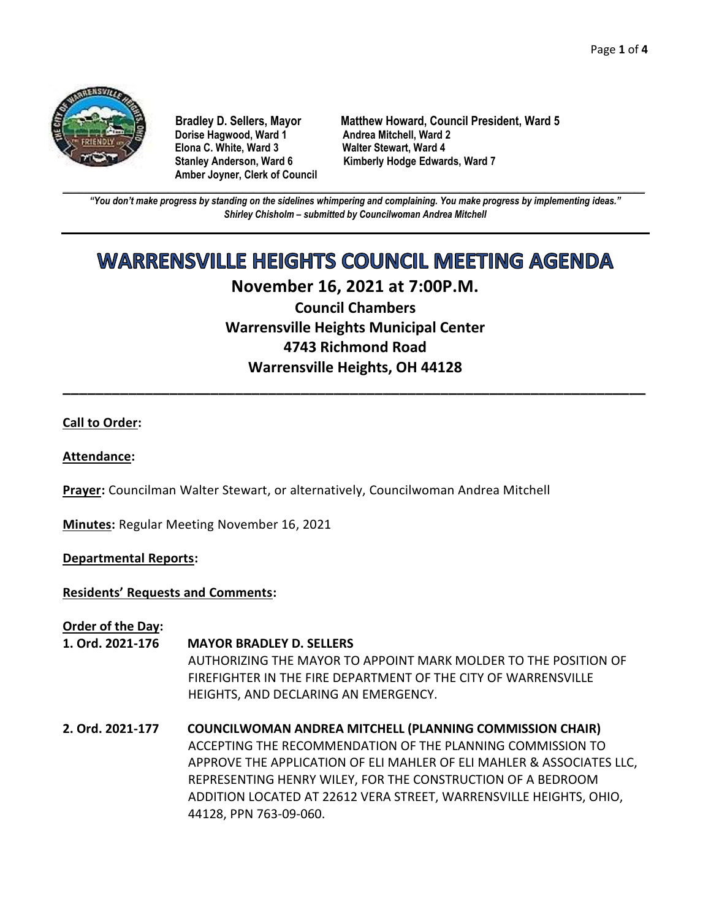**Bradley D. Sellers, Mayor**
**Matthew Howard, Council President, Ward 5**
**Dorise Hagwood, Ward 1**
**Andrea Mitchell, Ward 2**
**Elona C. White, Ward 3**
**Walter Stewart, Ward 4**
**Stanley Anderson, Ward 6**
**Kimberly Hodge Edwards, Ward 7**
**Amber Joyner, Clerk of Council**

***"You don't make progress by standing on the sidelines whimpering and complaining. You make progress by implementing ideas."***
***Shirley Chisholm – submitted by Councilwoman Andrea Mitchell***

# WARRENSVILLE HEIGHTS COUNCIL MEETING AGENDA

## November 16, 2021 at 7:00P.M.

### Council Chambers
### Warrensville Heights Municipal Center
### 4743 Richmond Road
### Warrensville Heights, OH 44128

---

**Call to Order:**

**Attendance:**

**Prayer:** Councilman Walter Stewart, or alternatively, Councilwoman Andrea Mitchell

**Minutes:** Regular Meeting November 16, 2021

**Departmental Reports:**

**Residents' Requests and Comments:**

**Order of the Day:**

**1. Ord. 2021-176** **MAYOR BRADLEY D. SELLERS**
AUTHORIZING THE MAYOR TO APPOINT MARK MOLDER TO THE POSITION OF FIREFIGHTER IN THE FIRE DEPARTMENT OF THE CITY OF WARRENSVILLE HEIGHTS, AND DECLARING AN EMERGENCY.

**2. Ord. 2021-177** **COUNCILWOMAN ANDREA MITCHELL (PLANNING COMMISSION CHAIR)**
ACCEPTING THE RECOMMENDATION OF THE PLANNING COMMISSION TO APPROVE THE APPLICATION OF ELI MAHLER OF ELI MAHLER & ASSOCIATES LLC, REPRESENTING HENRY WILEY, FOR THE CONSTRUCTION OF A BEDROOM ADDITION LOCATED AT 22612 VERA STREET, WARRENSVILLE HEIGHTS, OHIO, 44128, PPN 763-09-060.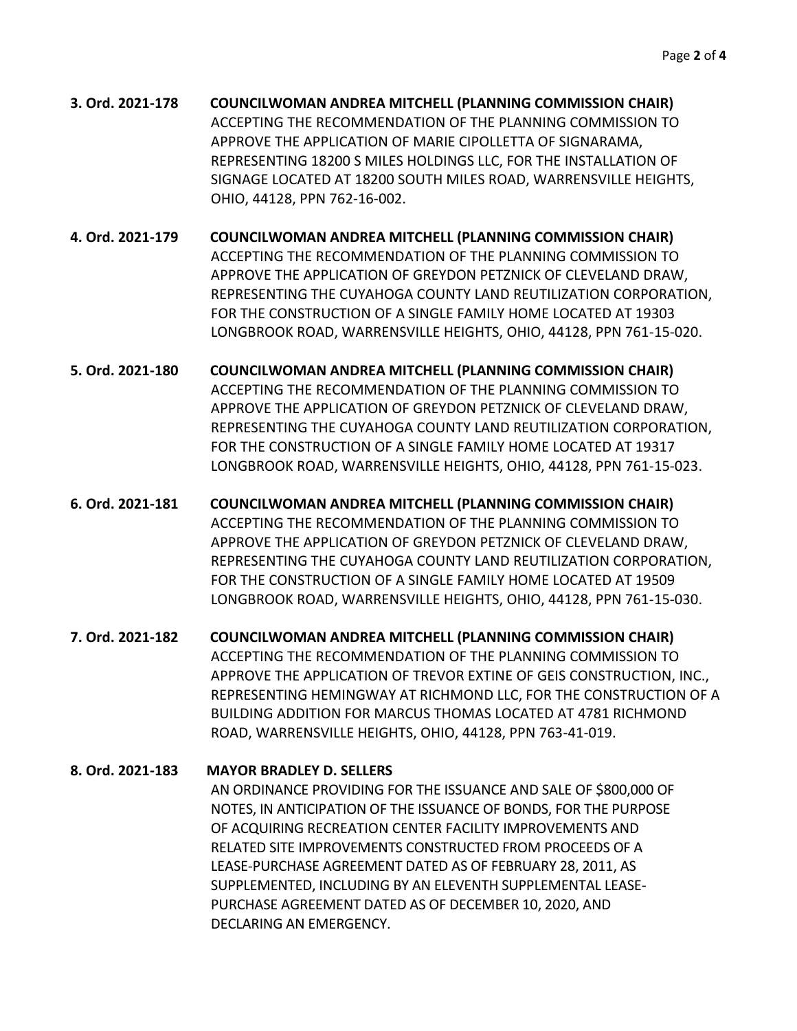**3. Ord. 2021-178 COUNCILWOMAN ANDREA MITCHELL (PLANNING COMMISSION CHAIR)**
ACCEPTING THE RECOMMENDATION OF THE PLANNING COMMISSION TO APPROVE THE APPLICATION OF MARIE CIPOLLETTA OF SIGNARAMA, REPRESENTING 18200 S MILES HOLDINGS LLC, FOR THE INSTALLATION OF SIGNAGE LOCATED AT 18200 SOUTH MILES ROAD, WARRENSVILLE HEIGHTS, OHIO, 44128, PPN 762-16-002.

**4. Ord. 2021-179 COUNCILWOMAN ANDREA MITCHELL (PLANNING COMMISSION CHAIR)**
ACCEPTING THE RECOMMENDATION OF THE PLANNING COMMISSION TO APPROVE THE APPLICATION OF GREYDON PETZNICK OF CLEVELAND DRAW, REPRESENTING THE CUYAHOGA COUNTY LAND REUTILIZATION CORPORATION, FOR THE CONSTRUCTION OF A SINGLE FAMILY HOME LOCATED AT 19303 LONGBROOK ROAD, WARRENSVILLE HEIGHTS, OHIO, 44128, PPN 761-15-020.

**5. Ord. 2021-180 COUNCILWOMAN ANDREA MITCHELL (PLANNING COMMISSION CHAIR)**
ACCEPTING THE RECOMMENDATION OF THE PLANNING COMMISSION TO APPROVE THE APPLICATION OF GREYDON PETZNICK OF CLEVELAND DRAW, REPRESENTING THE CUYAHOGA COUNTY LAND REUTILIZATION CORPORATION, FOR THE CONSTRUCTION OF A SINGLE FAMILY HOME LOCATED AT 19317 LONGBROOK ROAD, WARRENSVILLE HEIGHTS, OHIO, 44128, PPN 761-15-023.

**6. Ord. 2021-181 COUNCILWOMAN ANDREA MITCHELL (PLANNING COMMISSION CHAIR)**
ACCEPTING THE RECOMMENDATION OF THE PLANNING COMMISSION TO APPROVE THE APPLICATION OF GREYDON PETZNICK OF CLEVELAND DRAW, REPRESENTING THE CUYAHOGA COUNTY LAND REUTILIZATION CORPORATION, FOR THE CONSTRUCTION OF A SINGLE FAMILY HOME LOCATED AT 19509 LONGBROOK ROAD, WARRENSVILLE HEIGHTS, OHIO, 44128, PPN 761-15-030.

**7. Ord. 2021-182 COUNCILWOMAN ANDREA MITCHELL (PLANNING COMMISSION CHAIR)**
ACCEPTING THE RECOMMENDATION OF THE PLANNING COMMISSION TO APPROVE THE APPLICATION OF TREVOR EXTINE OF GEIS CONSTRUCTION, INC., REPRESENTING HEMINGWAY AT RICHMOND LLC, FOR THE CONSTRUCTION OF A BUILDING ADDITION FOR MARCUS THOMAS LOCATED AT 4781 RICHMOND ROAD, WARRENSVILLE HEIGHTS, OHIO, 44128, PPN 763-41-019.

**8. Ord. 2021-183 MAYOR BRADLEY D. SELLERS**
AN ORDINANCE PROVIDING FOR THE ISSUANCE AND SALE OF $800,000 OF NOTES, IN ANTICIPATION OF THE ISSUANCE OF BONDS, FOR THE PURPOSE OF ACQUIRING RECREATION CENTER FACILITY IMPROVEMENTS AND RELATED SITE IMPROVEMENTS CONSTRUCTED FROM PROCEEDS OF A LEASE-PURCHASE AGREEMENT DATED AS OF FEBRUARY 28, 2011, AS SUPPLEMENTED, INCLUDING BY AN ELEVENTH SUPPLEMENTAL LEASE-PURCHASE AGREEMENT DATED AS OF DECEMBER 10, 2020, AND DECLARING AN EMERGENCY.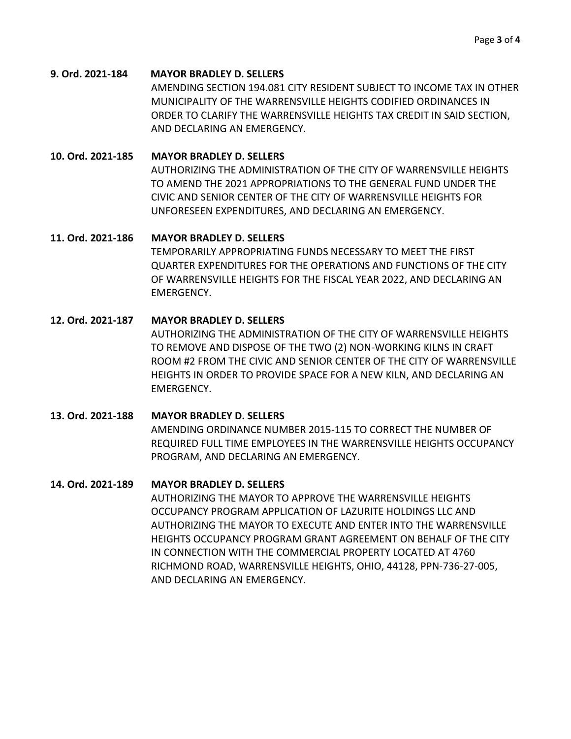**9. Ord. 2021-184 MAYOR BRADLEY D. SELLERS**

AMENDING SECTION 194.081 CITY RESIDENT SUBJECT TO INCOME TAX IN OTHER MUNICIPALITY OF THE WARRENSVILLE HEIGHTS CODIFIED ORDINANCES IN ORDER TO CLARIFY THE WARRENSVILLE HEIGHTS TAX CREDIT IN SAID SECTION, AND DECLARING AN EMERGENCY.

**10. Ord. 2021-185 MAYOR BRADLEY D. SELLERS**

AUTHORIZING THE ADMINISTRATION OF THE CITY OF WARRENSVILLE HEIGHTS TO AMEND THE 2021 APPROPRIATIONS TO THE GENERAL FUND UNDER THE CIVIC AND SENIOR CENTER OF THE CITY OF WARRENSVILLE HEIGHTS FOR UNFORESEEN EXPENDITURES, AND DECLARING AN EMERGENCY.

**11. Ord. 2021-186 MAYOR BRADLEY D. SELLERS**

TEMPORARILY APPROPRIATING FUNDS NECESSARY TO MEET THE FIRST QUARTER EXPENDITURES FOR THE OPERATIONS AND FUNCTIONS OF THE CITY OF WARRENSVILLE HEIGHTS FOR THE FISCAL YEAR 2022, AND DECLARING AN EMERGENCY.

**12. Ord. 2021-187 MAYOR BRADLEY D. SELLERS**

AUTHORIZING THE ADMINISTRATION OF THE CITY OF WARRENSVILLE HEIGHTS TO REMOVE AND DISPOSE OF THE TWO (2) NON-WORKING KILNS IN CRAFT ROOM #2 FROM THE CIVIC AND SENIOR CENTER OF THE CITY OF WARRENSVILLE HEIGHTS IN ORDER TO PROVIDE SPACE FOR A NEW KILN, AND DECLARING AN EMERGENCY.

**13. Ord. 2021-188 MAYOR BRADLEY D. SELLERS**

AMENDING ORDINANCE NUMBER 2015-115 TO CORRECT THE NUMBER OF REQUIRED FULL TIME EMPLOYEES IN THE WARRENSVILLE HEIGHTS OCCUPANCY PROGRAM, AND DECLARING AN EMERGENCY.

**14. Ord. 2021-189 MAYOR BRADLEY D. SELLERS**

AUTHORIZING THE MAYOR TO APPROVE THE WARRENSVILLE HEIGHTS OCCUPANCY PROGRAM APPLICATION OF LAZURITE HOLDINGS LLC AND AUTHORIZING THE MAYOR TO EXECUTE AND ENTER INTO THE WARRENSVILLE HEIGHTS OCCUPANCY PROGRAM GRANT AGREEMENT ON BEHALF OF THE CITY IN CONNECTION WITH THE COMMERCIAL PROPERTY LOCATED AT 4760 RICHMOND ROAD, WARRENSVILLE HEIGHTS, OHIO, 44128, PPN-736-27-005, AND DECLARING AN EMERGENCY.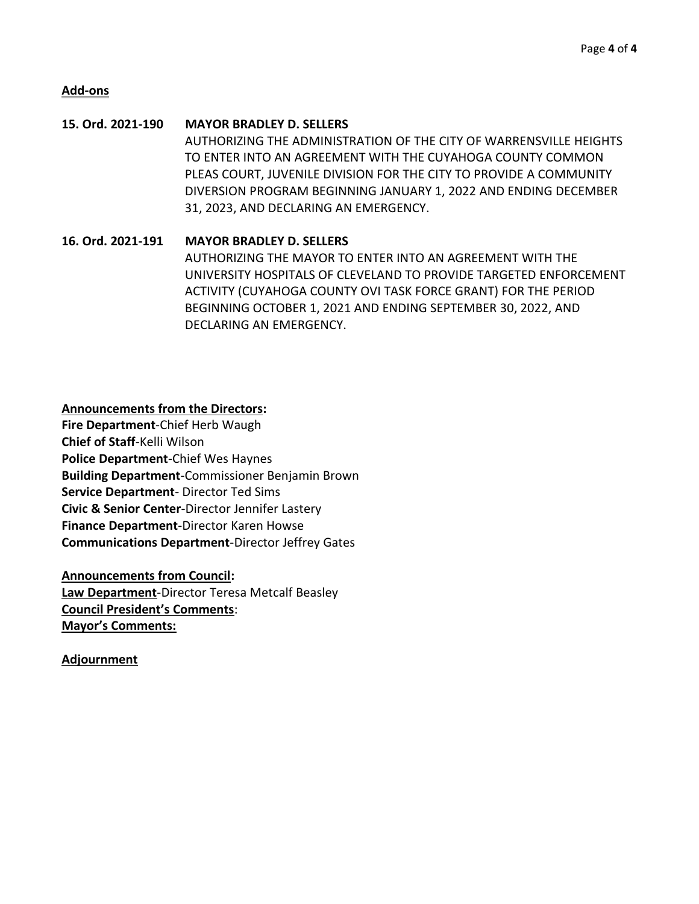**Add-ons**

**15. Ord. 2021-190** **MAYOR BRADLEY D. SELLERS**
AUTHORIZING THE ADMINISTRATION OF THE CITY OF WARRENSVILLE HEIGHTS TO ENTER INTO AN AGREEMENT WITH THE CUYAHOGA COUNTY COMMON PLEAS COURT, JUVENILE DIVISION FOR THE CITY TO PROVIDE A COMMUNITY DIVERSION PROGRAM BEGINNING JANUARY 1, 2022 AND ENDING DECEMBER 31, 2023, AND DECLARING AN EMERGENCY.

**16. Ord. 2021-191** **MAYOR BRADLEY D. SELLERS**
AUTHORIZING THE MAYOR TO ENTER INTO AN AGREEMENT WITH THE UNIVERSITY HOSPITALS OF CLEVELAND TO PROVIDE TARGETED ENFORCEMENT ACTIVITY (CUYAHOGA COUNTY OVI TASK FORCE GRANT) FOR THE PERIOD BEGINNING OCTOBER 1, 2021 AND ENDING SEPTEMBER 30, 2022, AND DECLARING AN EMERGENCY.

**Announcements from the Directors:**
**Fire Department**-Chief Herb Waugh
**Chief of Staff**-Kelli Wilson
**Police Department**-Chief Wes Haynes
**Building Department**-Commissioner Benjamin Brown
**Service Department**- Director Ted Sims
**Civic & Senior Center**-Director Jennifer Lastery
**Finance Department**-Director Karen Howse
**Communications Department**-Director Jeffrey Gates

**Announcements from Council:**
**Law Department**-Director Teresa Metcalf Beasley
**Council President's Comments**:
**Mayor's Comments:**

**Adjournment**